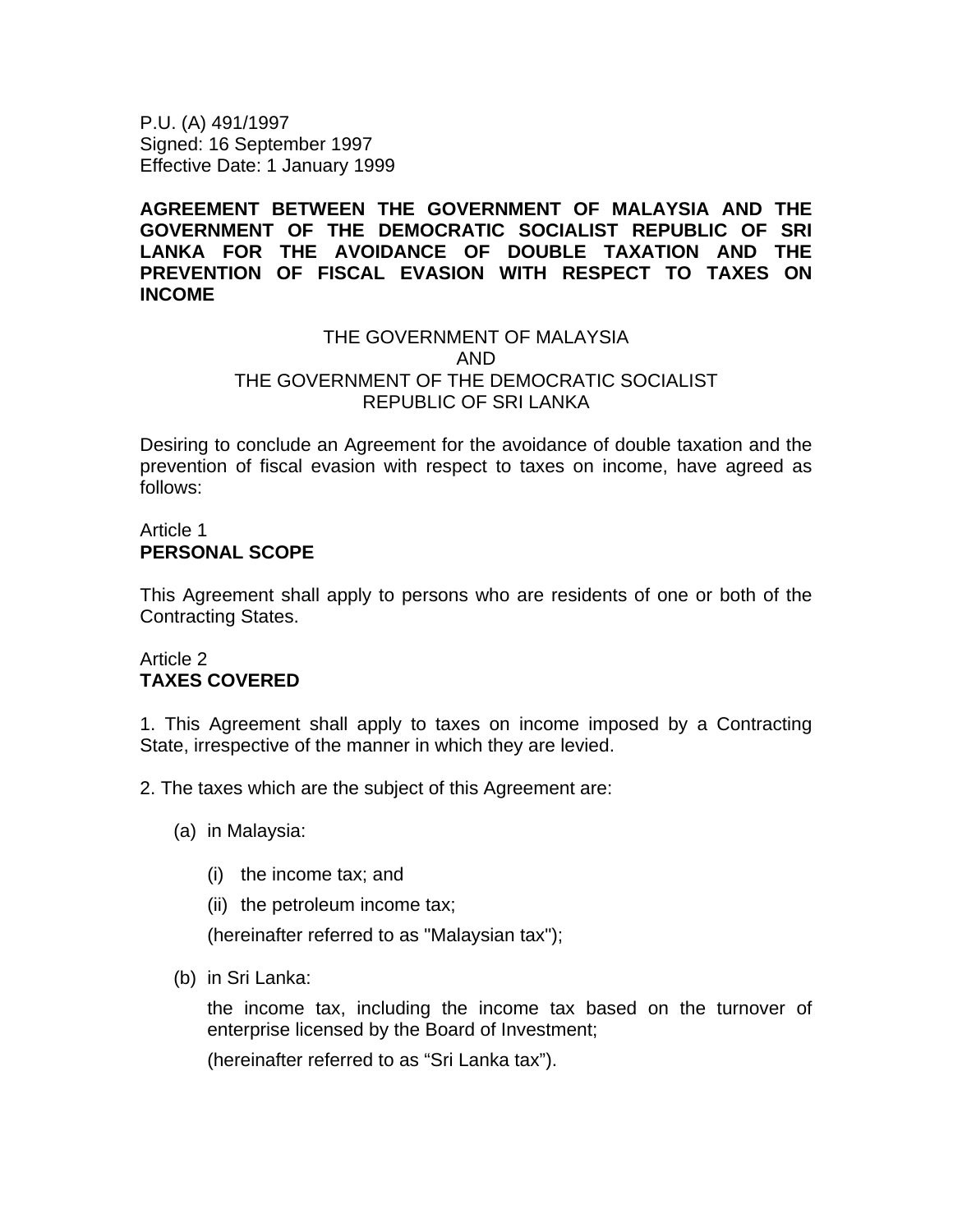P.U. (A) 491/1997
Signed: 16 September 1997
Effective Date: 1 January 1999

# AGREEMENT BETWEEN THE GOVERNMENT OF MALAYSIA AND THE GOVERNMENT OF THE DEMOCRATIC SOCIALIST REPUBLIC OF SRI LANKA FOR THE AVOIDANCE OF DOUBLE TAXATION AND THE PREVENTION OF FISCAL EVASION WITH RESPECT TO TAXES ON INCOME

THE GOVERNMENT OF MALAYSIA
AND
THE GOVERNMENT OF THE DEMOCRATIC SOCIALIST
REPUBLIC OF SRI LANKA

Desiring to conclude an Agreement for the avoidance of double taxation and the prevention of fiscal evasion with respect to taxes on income, have agreed as follows:

## Article 1
**PERSONAL SCOPE**

This Agreement shall apply to persons who are residents of one or both of the Contracting States.

## Article 2
**TAXES COVERED**

1. This Agreement shall apply to taxes on income imposed by a Contracting State, irrespective of the manner in which they are levied.

2. The taxes which are the subject of this Agreement are:

(a) in Malaysia:

(i) the income tax; and

(ii) the petroleum income tax;

(hereinafter referred to as "Malaysian tax");

(b) in Sri Lanka:

the income tax, including the income tax based on the turnover of enterprise licensed by the Board of Investment;

(hereinafter referred to as “Sri Lanka tax”).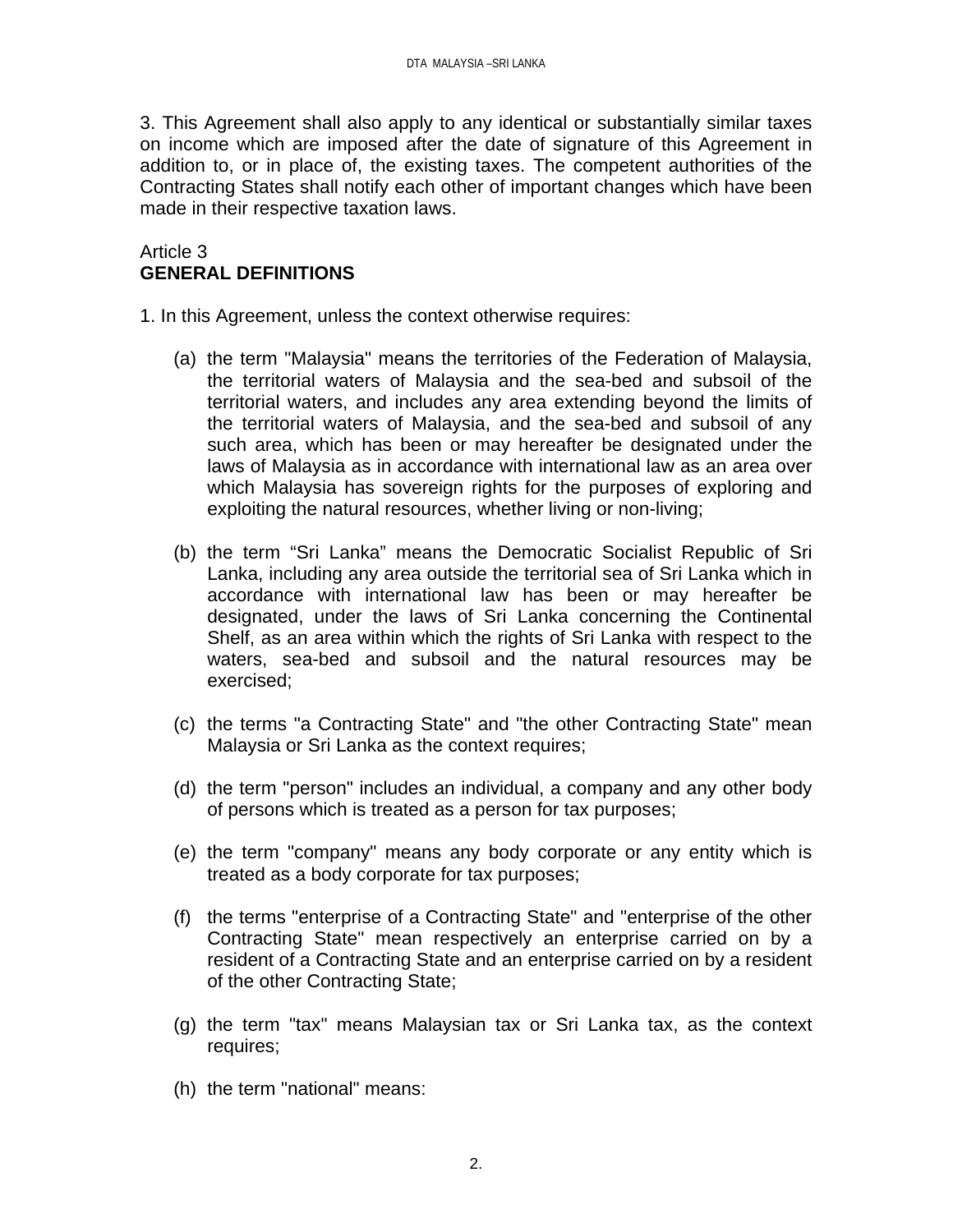3. This Agreement shall also apply to any identical or substantially similar taxes on income which are imposed after the date of signature of this Agreement in addition to, or in place of, the existing taxes. The competent authorities of the Contracting States shall notify each other of important changes which have been made in their respective taxation laws.

Article 3
**GENERAL DEFINITIONS**

1. In this Agreement, unless the context otherwise requires:

(a) the term "Malaysia" means the territories of the Federation of Malaysia, the territorial waters of Malaysia and the sea-bed and subsoil of the territorial waters, and includes any area extending beyond the limits of the territorial waters of Malaysia, and the sea-bed and subsoil of any such area, which has been or may hereafter be designated under the laws of Malaysia as in accordance with international law as an area over which Malaysia has sovereign rights for the purposes of exploring and exploiting the natural resources, whether living or non-living;

(b) the term “Sri Lanka” means the Democratic Socialist Republic of Sri Lanka, including any area outside the territorial sea of Sri Lanka which in accordance with international law has been or may hereafter be designated, under the laws of Sri Lanka concerning the Continental Shelf, as an area within which the rights of Sri Lanka with respect to the waters, sea-bed and subsoil and the natural resources may be exercised;

(c) the terms "a Contracting State" and "the other Contracting State" mean Malaysia or Sri Lanka as the context requires;

(d) the term "person" includes an individual, a company and any other body of persons which is treated as a person for tax purposes;

(e) the term "company" means any body corporate or any entity which is treated as a body corporate for tax purposes;

(f) the terms "enterprise of a Contracting State" and "enterprise of the other Contracting State" mean respectively an enterprise carried on by a resident of a Contracting State and an enterprise carried on by a resident of the other Contracting State;

(g) the term "tax" means Malaysian tax or Sri Lanka tax, as the context requires;

(h) the term "national" means: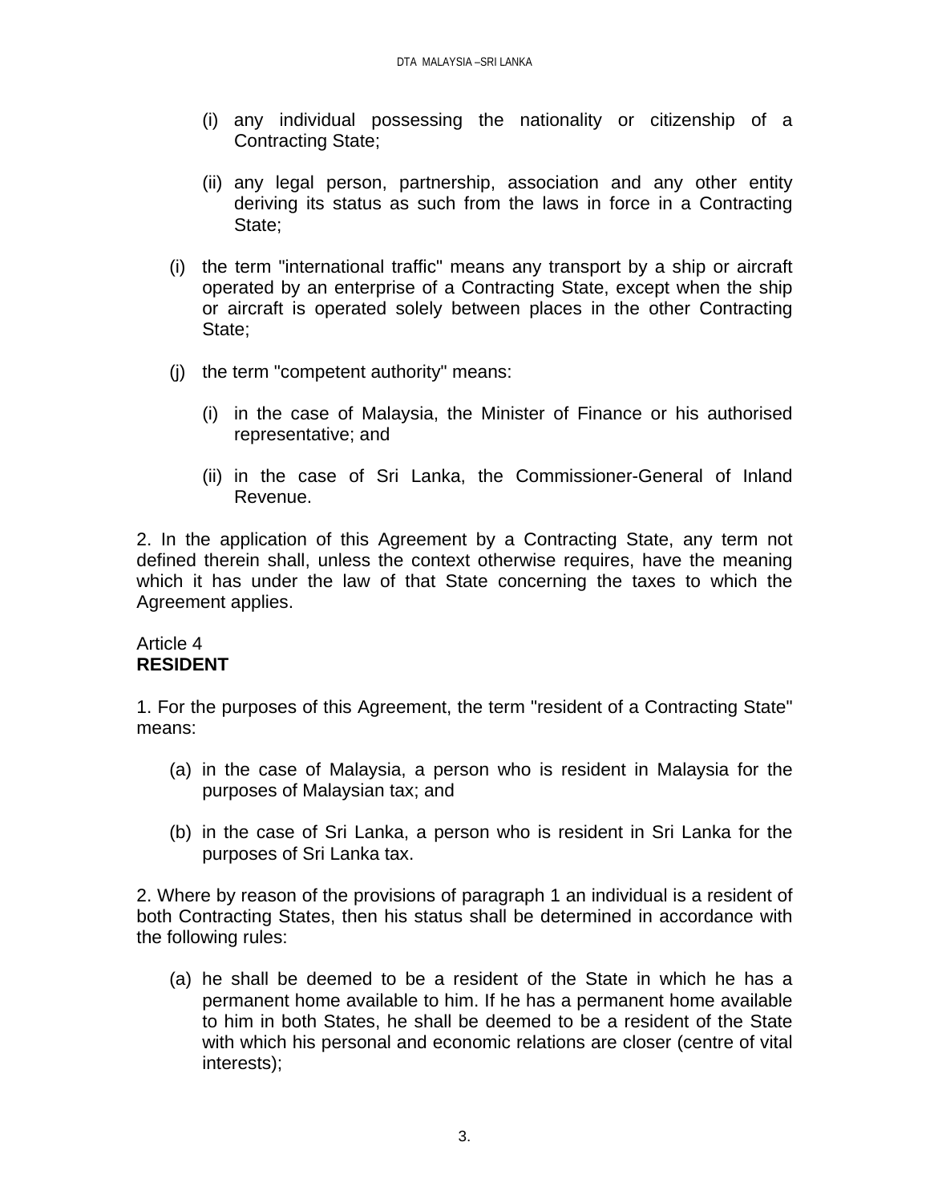(i) any individual possessing the nationality or citizenship of a Contracting State;

(ii) any legal person, partnership, association and any other entity deriving its status as such from the laws in force in a Contracting State;

(i) the term "international traffic" means any transport by a ship or aircraft operated by an enterprise of a Contracting State, except when the ship or aircraft is operated solely between places in the other Contracting State;

(j) the term "competent authority" means:

(i) in the case of Malaysia, the Minister of Finance or his authorised representative; and

(ii) in the case of Sri Lanka, the Commissioner-General of Inland Revenue.

2. In the application of this Agreement by a Contracting State, any term not defined therein shall, unless the context otherwise requires, have the meaning which it has under the law of that State concerning the taxes to which the Agreement applies.

Article 4
**RESIDENT**

1. For the purposes of this Agreement, the term "resident of a Contracting State" means:

(a) in the case of Malaysia, a person who is resident in Malaysia for the purposes of Malaysian tax; and

(b) in the case of Sri Lanka, a person who is resident in Sri Lanka for the purposes of Sri Lanka tax.

2. Where by reason of the provisions of paragraph 1 an individual is a resident of both Contracting States, then his status shall be determined in accordance with the following rules:

(a) he shall be deemed to be a resident of the State in which he has a permanent home available to him. If he has a permanent home available to him in both States, he shall be deemed to be a resident of the State with which his personal and economic relations are closer (centre of vital interests);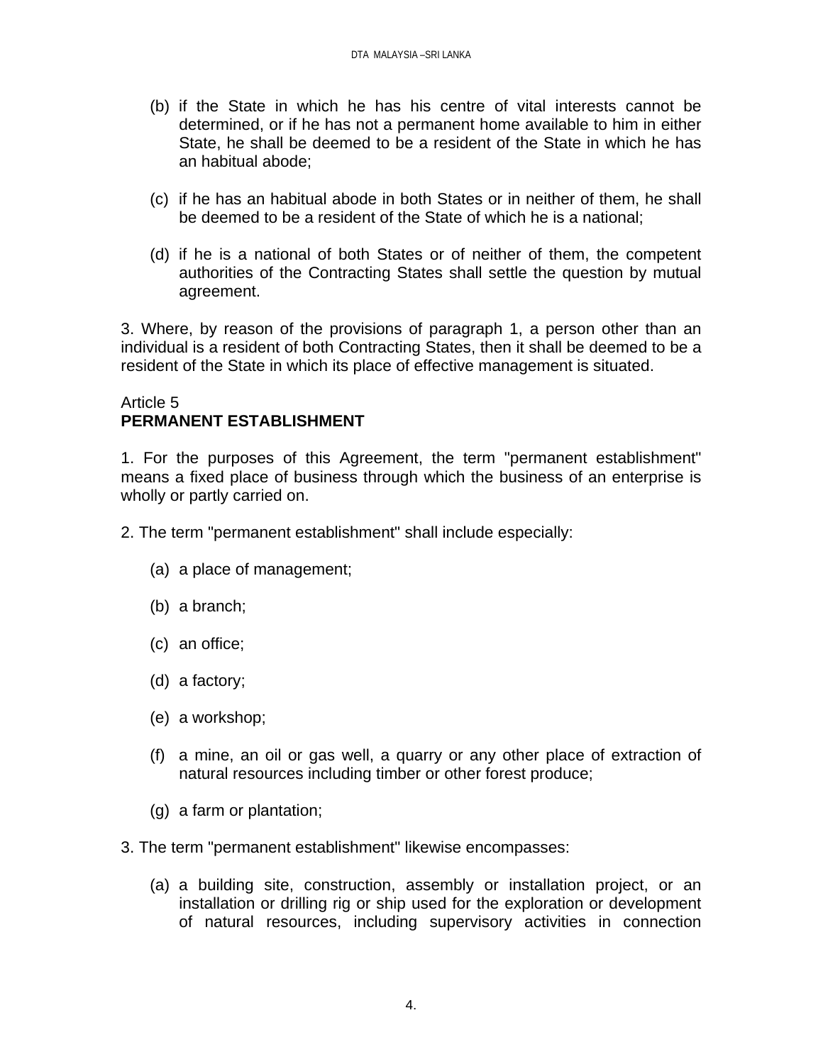(b) if the State in which he has his centre of vital interests cannot be determined, or if he has not a permanent home available to him in either State, he shall be deemed to be a resident of the State in which he has an habitual abode;

(c) if he has an habitual abode in both States or in neither of them, he shall be deemed to be a resident of the State of which he is a national;

(d) if he is a national of both States or of neither of them, the competent authorities of the Contracting States shall settle the question by mutual agreement.

3. Where, by reason of the provisions of paragraph 1, a person other than an individual is a resident of both Contracting States, then it shall be deemed to be a resident of the State in which its place of effective management is situated.

Article 5
**PERMANENT ESTABLISHMENT**

1. For the purposes of this Agreement, the term "permanent establishment" means a fixed place of business through which the business of an enterprise is wholly or partly carried on.

2. The term "permanent establishment" shall include especially:

(a) a place of management;

(b) a branch;

(c) an office;

(d) a factory;

(e) a workshop;

(f) a mine, an oil or gas well, a quarry or any other place of extraction of natural resources including timber or other forest produce;

(g) a farm or plantation;

3. The term "permanent establishment" likewise encompasses:

(a) a building site, construction, assembly or installation project, or an installation or drilling rig or ship used for the exploration or development of natural resources, including supervisory activities in connection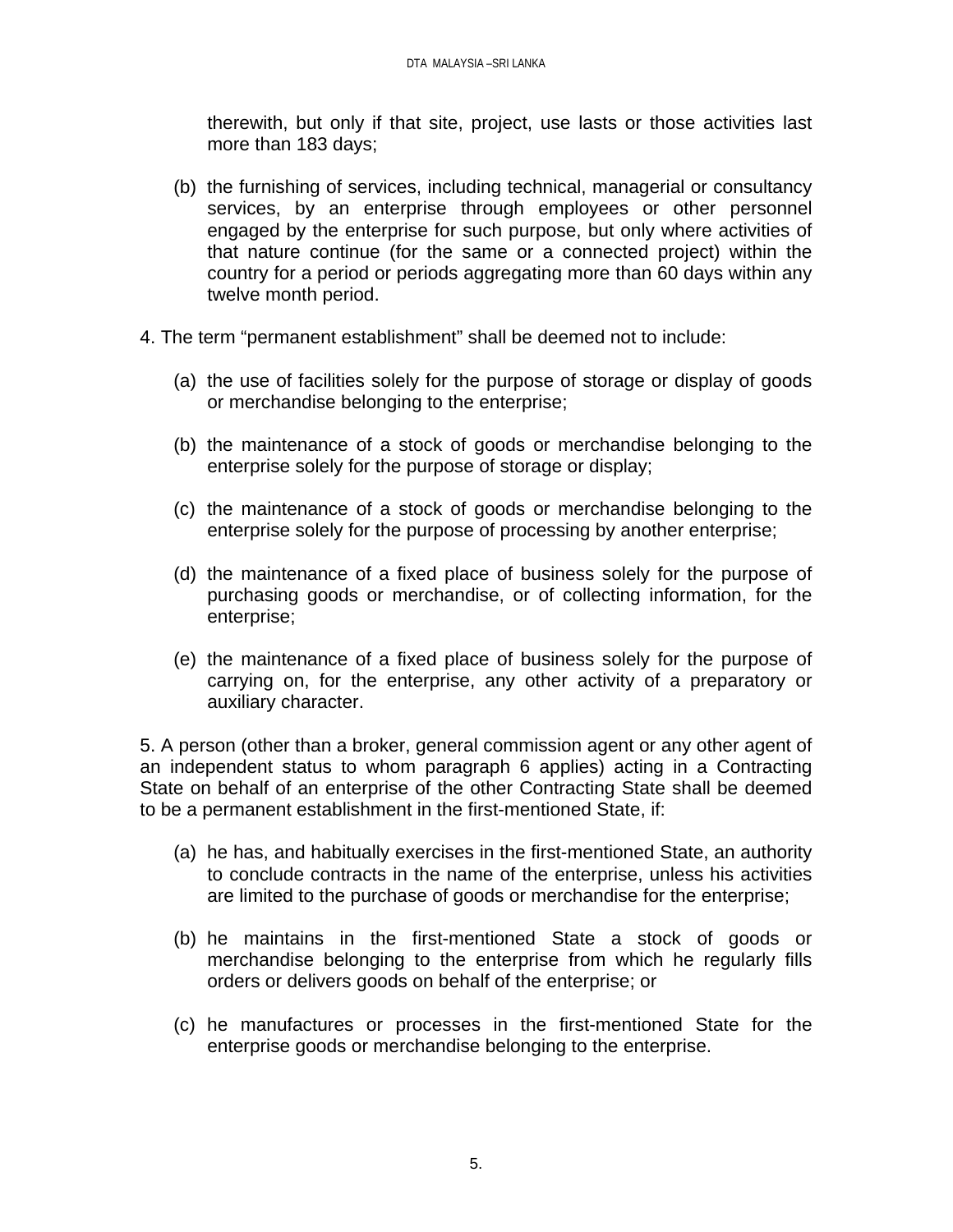therewith, but only if that site, project, use lasts or those activities last more than 183 days;

(b) the furnishing of services, including technical, managerial or consultancy services, by an enterprise through employees or other personnel engaged by the enterprise for such purpose, but only where activities of that nature continue (for the same or a connected project) within the country for a period or periods aggregating more than 60 days within any twelve month period.

4. The term "permanent establishment" shall be deemed not to include:

(a) the use of facilities solely for the purpose of storage or display of goods or merchandise belonging to the enterprise;

(b) the maintenance of a stock of goods or merchandise belonging to the enterprise solely for the purpose of storage or display;

(c) the maintenance of a stock of goods or merchandise belonging to the enterprise solely for the purpose of processing by another enterprise;

(d) the maintenance of a fixed place of business solely for the purpose of purchasing goods or merchandise, or of collecting information, for the enterprise;

(e) the maintenance of a fixed place of business solely for the purpose of carrying on, for the enterprise, any other activity of a preparatory or auxiliary character.

5. A person (other than a broker, general commission agent or any other agent of an independent status to whom paragraph 6 applies) acting in a Contracting State on behalf of an enterprise of the other Contracting State shall be deemed to be a permanent establishment in the first-mentioned State, if:

(a) he has, and habitually exercises in the first-mentioned State, an authority to conclude contracts in the name of the enterprise, unless his activities are limited to the purchase of goods or merchandise for the enterprise;

(b) he maintains in the first-mentioned State a stock of goods or merchandise belonging to the enterprise from which he regularly fills orders or delivers goods on behalf of the enterprise; or

(c) he manufactures or processes in the first-mentioned State for the enterprise goods or merchandise belonging to the enterprise.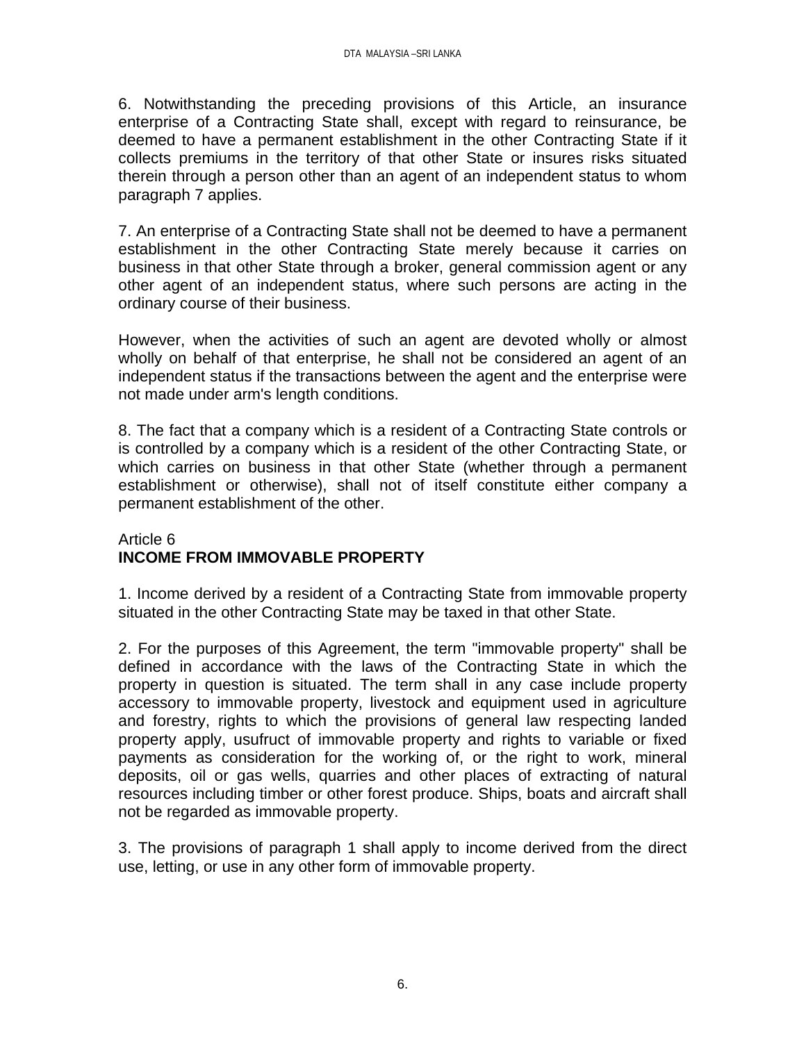6. Notwithstanding the preceding provisions of this Article, an insurance enterprise of a Contracting State shall, except with regard to reinsurance, be deemed to have a permanent establishment in the other Contracting State if it collects premiums in the territory of that other State or insures risks situated therein through a person other than an agent of an independent status to whom paragraph 7 applies.

7. An enterprise of a Contracting State shall not be deemed to have a permanent establishment in the other Contracting State merely because it carries on business in that other State through a broker, general commission agent or any other agent of an independent status, where such persons are acting in the ordinary course of their business.

However, when the activities of such an agent are devoted wholly or almost wholly on behalf of that enterprise, he shall not be considered an agent of an independent status if the transactions between the agent and the enterprise were not made under arm's length conditions.

8. The fact that a company which is a resident of a Contracting State controls or is controlled by a company which is a resident of the other Contracting State, or which carries on business in that other State (whether through a permanent establishment or otherwise), shall not of itself constitute either company a permanent establishment of the other.

## Article 6
## INCOME FROM IMMOVABLE PROPERTY

1. Income derived by a resident of a Contracting State from immovable property situated in the other Contracting State may be taxed in that other State.

2. For the purposes of this Agreement, the term "immovable property" shall be defined in accordance with the laws of the Contracting State in which the property in question is situated. The term shall in any case include property accessory to immovable property, livestock and equipment used in agriculture and forestry, rights to which the provisions of general law respecting landed property apply, usufruct of immovable property and rights to variable or fixed payments as consideration for the working of, or the right to work, mineral deposits, oil or gas wells, quarries and other places of extracting of natural resources including timber or other forest produce. Ships, boats and aircraft shall not be regarded as immovable property.

3. The provisions of paragraph 1 shall apply to income derived from the direct use, letting, or use in any other form of immovable property.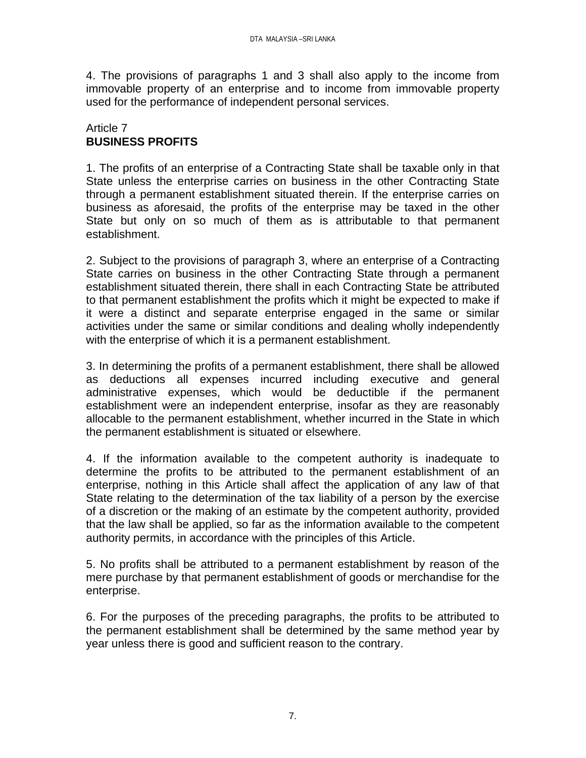4. The provisions of paragraphs 1 and 3 shall also apply to the income from immovable property of an enterprise and to income from immovable property used for the performance of independent personal services.

Article 7
**BUSINESS PROFITS**

1. The profits of an enterprise of a Contracting State shall be taxable only in that State unless the enterprise carries on business in the other Contracting State through a permanent establishment situated therein. If the enterprise carries on business as aforesaid, the profits of the enterprise may be taxed in the other State but only on so much of them as is attributable to that permanent establishment.

2. Subject to the provisions of paragraph 3, where an enterprise of a Contracting State carries on business in the other Contracting State through a permanent establishment situated therein, there shall in each Contracting State be attributed to that permanent establishment the profits which it might be expected to make if it were a distinct and separate enterprise engaged in the same or similar activities under the same or similar conditions and dealing wholly independently with the enterprise of which it is a permanent establishment.

3. In determining the profits of a permanent establishment, there shall be allowed as deductions all expenses incurred including executive and general administrative expenses, which would be deductible if the permanent establishment were an independent enterprise, insofar as they are reasonably allocable to the permanent establishment, whether incurred in the State in which the permanent establishment is situated or elsewhere.

4. If the information available to the competent authority is inadequate to determine the profits to be attributed to the permanent establishment of an enterprise, nothing in this Article shall affect the application of any law of that State relating to the determination of the tax liability of a person by the exercise of a discretion or the making of an estimate by the competent authority, provided that the law shall be applied, so far as the information available to the competent authority permits, in accordance with the principles of this Article.

5. No profits shall be attributed to a permanent establishment by reason of the mere purchase by that permanent establishment of goods or merchandise for the enterprise.

6. For the purposes of the preceding paragraphs, the profits to be attributed to the permanent establishment shall be determined by the same method year by year unless there is good and sufficient reason to the contrary.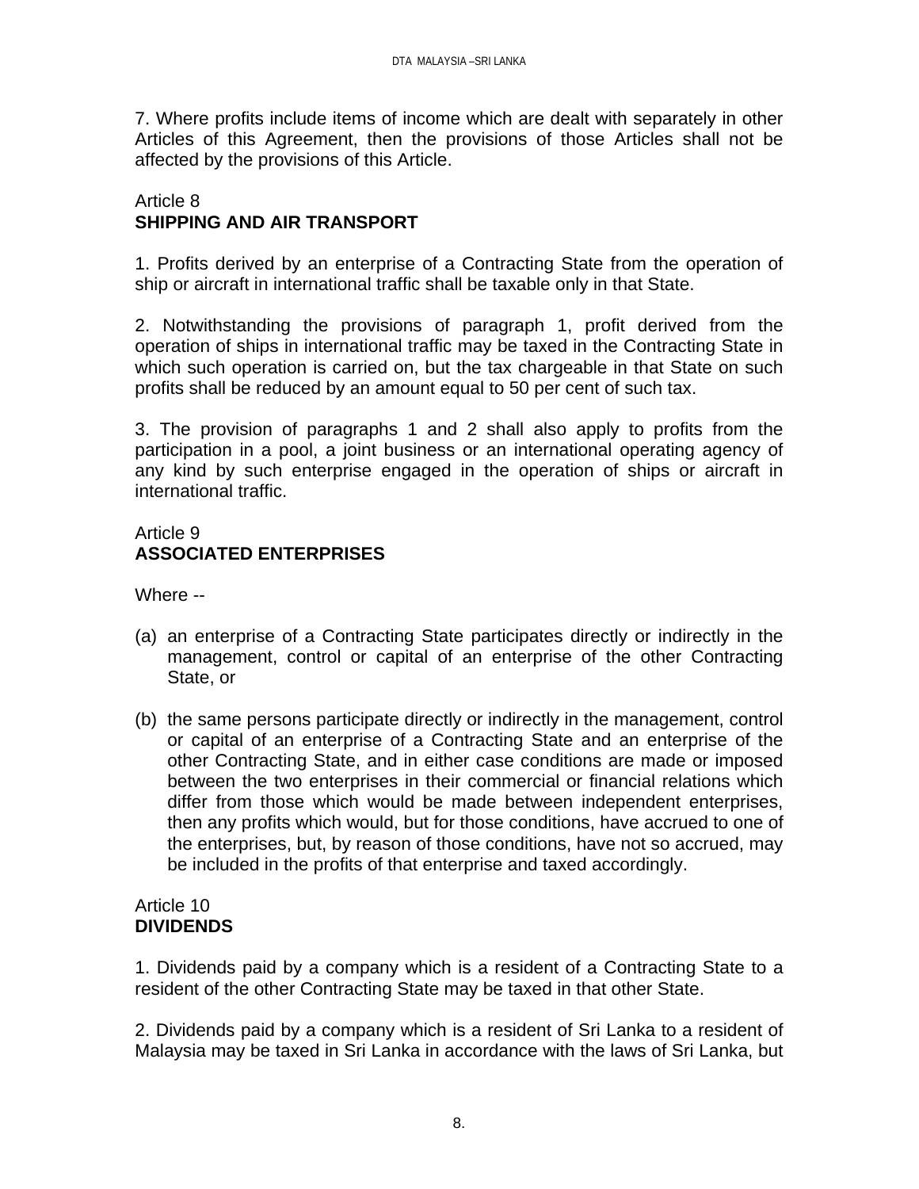7. Where profits include items of income which are dealt with separately in other Articles of this Agreement, then the provisions of those Articles shall not be affected by the provisions of this Article.

## Article 8
## SHIPPING AND AIR TRANSPORT

1. Profits derived by an enterprise of a Contracting State from the operation of ship or aircraft in international traffic shall be taxable only in that State.

2. Notwithstanding the provisions of paragraph 1, profit derived from the operation of ships in international traffic may be taxed in the Contracting State in which such operation is carried on, but the tax chargeable in that State on such profits shall be reduced by an amount equal to 50 per cent of such tax.

3. The provision of paragraphs 1 and 2 shall also apply to profits from the participation in a pool, a joint business or an international operating agency of any kind by such enterprise engaged in the operation of ships or aircraft in international traffic.

## Article 9
## ASSOCIATED ENTERPRISES

Where --

(a) an enterprise of a Contracting State participates directly or indirectly in the management, control or capital of an enterprise of the other Contracting State, or

(b) the same persons participate directly or indirectly in the management, control or capital of an enterprise of a Contracting State and an enterprise of the other Contracting State, and in either case conditions are made or imposed between the two enterprises in their commercial or financial relations which differ from those which would be made between independent enterprises, then any profits which would, but for those conditions, have accrued to one of the enterprises, but, by reason of those conditions, have not so accrued, may be included in the profits of that enterprise and taxed accordingly.

## Article 10
## DIVIDENDS

1. Dividends paid by a company which is a resident of a Contracting State to a resident of the other Contracting State may be taxed in that other State.

2. Dividends paid by a company which is a resident of Sri Lanka to a resident of Malaysia may be taxed in Sri Lanka in accordance with the laws of Sri Lanka, but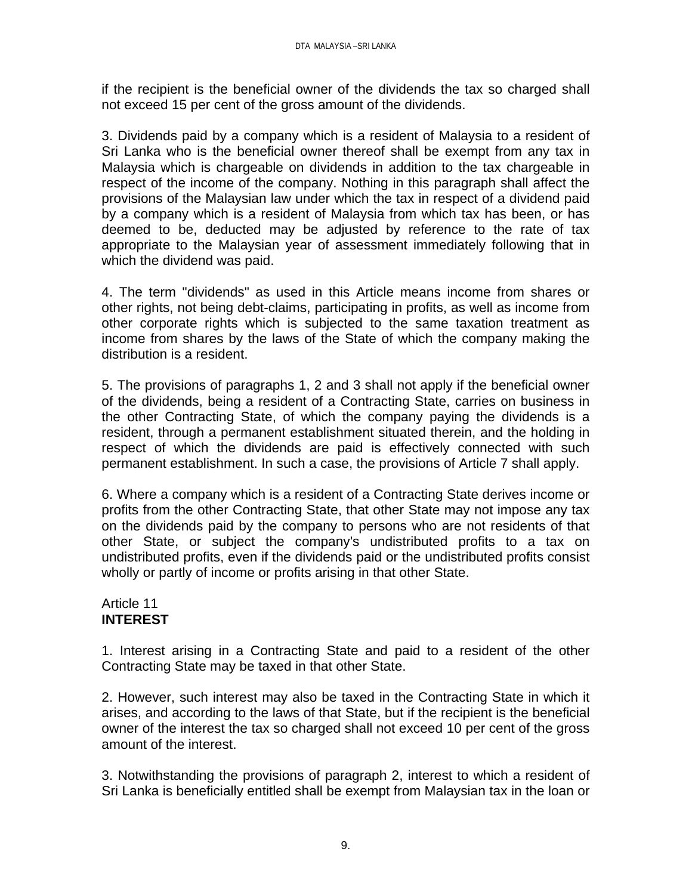if the recipient is the beneficial owner of the dividends the tax so charged shall not exceed 15 per cent of the gross amount of the dividends.

3. Dividends paid by a company which is a resident of Malaysia to a resident of Sri Lanka who is the beneficial owner thereof shall be exempt from any tax in Malaysia which is chargeable on dividends in addition to the tax chargeable in respect of the income of the company. Nothing in this paragraph shall affect the provisions of the Malaysian law under which the tax in respect of a dividend paid by a company which is a resident of Malaysia from which tax has been, or has deemed to be, deducted may be adjusted by reference to the rate of tax appropriate to the Malaysian year of assessment immediately following that in which the dividend was paid.

4. The term "dividends" as used in this Article means income from shares or other rights, not being debt-claims, participating in profits, as well as income from other corporate rights which is subjected to the same taxation treatment as income from shares by the laws of the State of which the company making the distribution is a resident.

5. The provisions of paragraphs 1, 2 and 3 shall not apply if the beneficial owner of the dividends, being a resident of a Contracting State, carries on business in the other Contracting State, of which the company paying the dividends is a resident, through a permanent establishment situated therein, and the holding in respect of which the dividends are paid is effectively connected with such permanent establishment. In such a case, the provisions of Article 7 shall apply.

6. Where a company which is a resident of a Contracting State derives income or profits from the other Contracting State, that other State may not impose any tax on the dividends paid by the company to persons who are not residents of that other State, or subject the company's undistributed profits to a tax on undistributed profits, even if the dividends paid or the undistributed profits consist wholly or partly of income or profits arising in that other State.

## Article 11
## **INTEREST**

1. Interest arising in a Contracting State and paid to a resident of the other Contracting State may be taxed in that other State.

2. However, such interest may also be taxed in the Contracting State in which it arises, and according to the laws of that State, but if the recipient is the beneficial owner of the interest the tax so charged shall not exceed 10 per cent of the gross amount of the interest.

3. Notwithstanding the provisions of paragraph 2, interest to which a resident of Sri Lanka is beneficially entitled shall be exempt from Malaysian tax in the loan or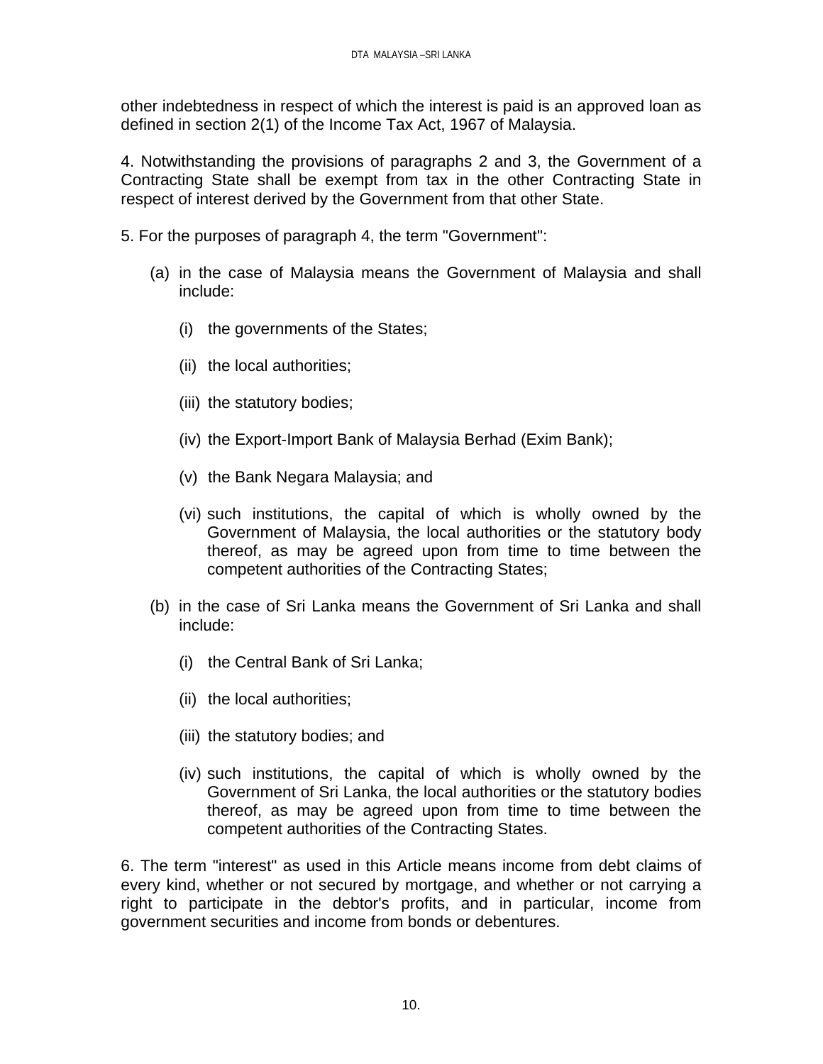other indebtedness in respect of which the interest is paid is an approved loan as defined in section 2(1) of the Income Tax Act, 1967 of Malaysia.

4. Notwithstanding the provisions of paragraphs 2 and 3, the Government of a Contracting State shall be exempt from tax in the other Contracting State in respect of interest derived by the Government from that other State.

5. For the purposes of paragraph 4, the term "Government":

(a) in the case of Malaysia means the Government of Malaysia and shall include:

   (i) the governments of the States;

   (ii) the local authorities;

   (iii) the statutory bodies;

   (iv) the Export-Import Bank of Malaysia Berhad (Exim Bank);

   (v) the Bank Negara Malaysia; and

   (vi) such institutions, the capital of which is wholly owned by the Government of Malaysia, the local authorities or the statutory body thereof, as may be agreed upon from time to time between the competent authorities of the Contracting States;

(b) in the case of Sri Lanka means the Government of Sri Lanka and shall include:

   (i) the Central Bank of Sri Lanka;

   (ii) the local authorities;

   (iii) the statutory bodies; and

   (iv) such institutions, the capital of which is wholly owned by the Government of Sri Lanka, the local authorities or the statutory bodies thereof, as may be agreed upon from time to time between the competent authorities of the Contracting States.

6. The term "interest" as used in this Article means income from debt claims of every kind, whether or not secured by mortgage, and whether or not carrying a right to participate in the debtor's profits, and in particular, income from government securities and income from bonds or debentures.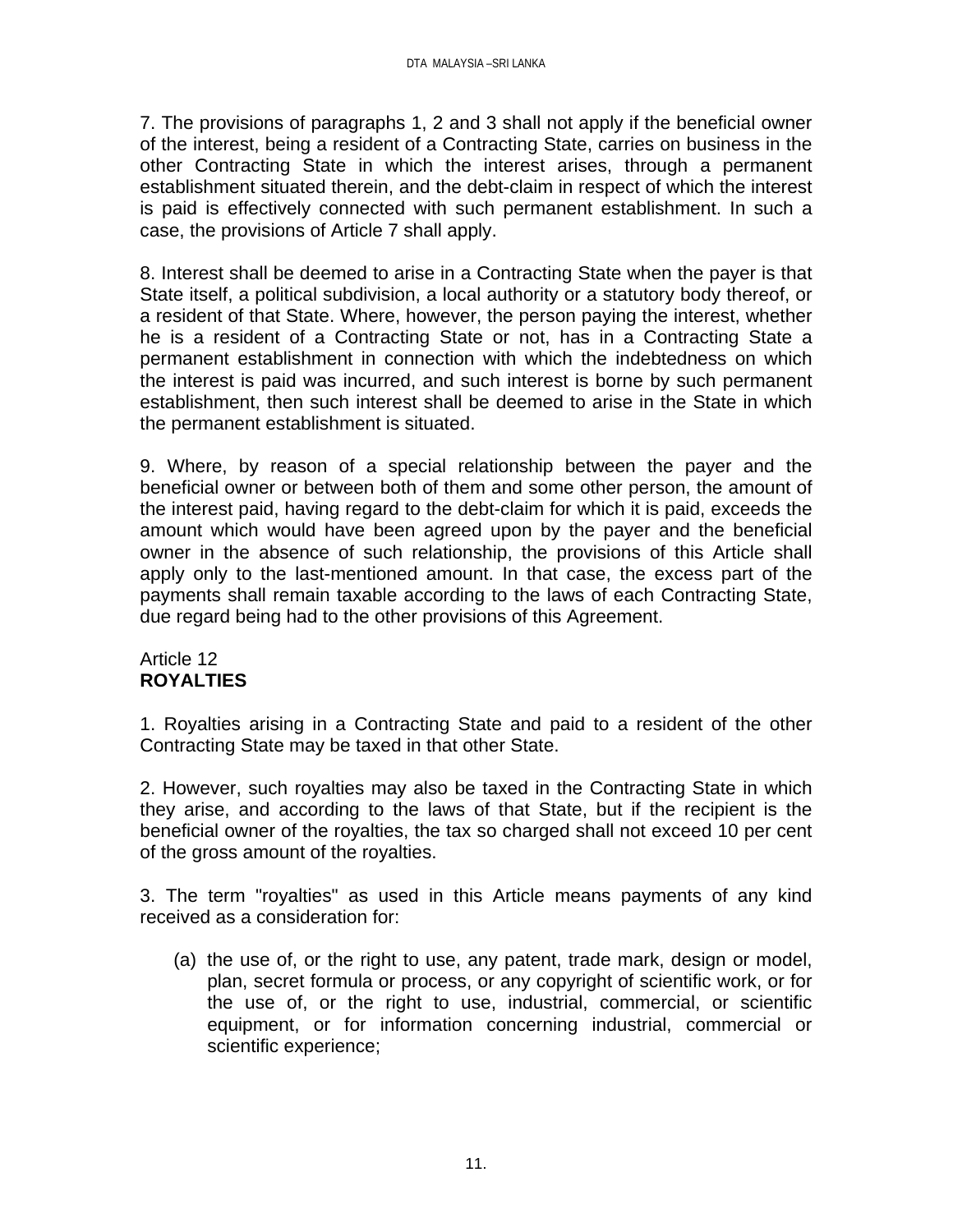7. The provisions of paragraphs 1, 2 and 3 shall not apply if the beneficial owner of the interest, being a resident of a Contracting State, carries on business in the other Contracting State in which the interest arises, through a permanent establishment situated therein, and the debt-claim in respect of which the interest is paid is effectively connected with such permanent establishment. In such a case, the provisions of Article 7 shall apply.

8. Interest shall be deemed to arise in a Contracting State when the payer is that State itself, a political subdivision, a local authority or a statutory body thereof, or a resident of that State. Where, however, the person paying the interest, whether he is a resident of a Contracting State or not, has in a Contracting State a permanent establishment in connection with which the indebtedness on which the interest is paid was incurred, and such interest is borne by such permanent establishment, then such interest shall be deemed to arise in the State in which the permanent establishment is situated.

9. Where, by reason of a special relationship between the payer and the beneficial owner or between both of them and some other person, the amount of the interest paid, having regard to the debt-claim for which it is paid, exceeds the amount which would have been agreed upon by the payer and the beneficial owner in the absence of such relationship, the provisions of this Article shall apply only to the last-mentioned amount. In that case, the excess part of the payments shall remain taxable according to the laws of each Contracting State, due regard being had to the other provisions of this Agreement.

Article 12
**ROYALTIES**

1. Royalties arising in a Contracting State and paid to a resident of the other Contracting State may be taxed in that other State.

2. However, such royalties may also be taxed in the Contracting State in which they arise, and according to the laws of that State, but if the recipient is the beneficial owner of the royalties, the tax so charged shall not exceed 10 per cent of the gross amount of the royalties.

3. The term "royalties" as used in this Article means payments of any kind received as a consideration for:

(a) the use of, or the right to use, any patent, trade mark, design or model, plan, secret formula or process, or any copyright of scientific work, or for the use of, or the right to use, industrial, commercial, or scientific equipment, or for information concerning industrial, commercial or scientific experience;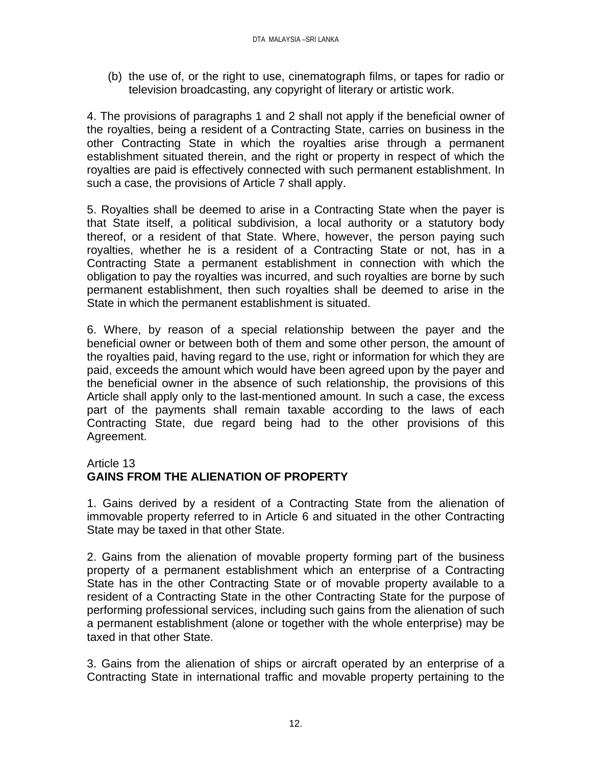(b) the use of, or the right to use, cinematograph films, or tapes for radio or television broadcasting, any copyright of literary or artistic work.

4. The provisions of paragraphs 1 and 2 shall not apply if the beneficial owner of the royalties, being a resident of a Contracting State, carries on business in the other Contracting State in which the royalties arise through a permanent establishment situated therein, and the right or property in respect of which the royalties are paid is effectively connected with such permanent establishment. In such a case, the provisions of Article 7 shall apply.

5. Royalties shall be deemed to arise in a Contracting State when the payer is that State itself, a political subdivision, a local authority or a statutory body thereof, or a resident of that State. Where, however, the person paying such royalties, whether he is a resident of a Contracting State or not, has in a Contracting State a permanent establishment in connection with which the obligation to pay the royalties was incurred, and such royalties are borne by such permanent establishment, then such royalties shall be deemed to arise in the State in which the permanent establishment is situated.

6. Where, by reason of a special relationship between the payer and the beneficial owner or between both of them and some other person, the amount of the royalties paid, having regard to the use, right or information for which they are paid, exceeds the amount which would have been agreed upon by the payer and the beneficial owner in the absence of such relationship, the provisions of this Article shall apply only to the last-mentioned amount. In such a case, the excess part of the payments shall remain taxable according to the laws of each Contracting State, due regard being had to the other provisions of this Agreement.

Article 13
**GAINS FROM THE ALIENATION OF PROPERTY**

1. Gains derived by a resident of a Contracting State from the alienation of immovable property referred to in Article 6 and situated in the other Contracting State may be taxed in that other State.

2. Gains from the alienation of movable property forming part of the business property of a permanent establishment which an enterprise of a Contracting State has in the other Contracting State or of movable property available to a resident of a Contracting State in the other Contracting State for the purpose of performing professional services, including such gains from the alienation of such a permanent establishment (alone or together with the whole enterprise) may be taxed in that other State.

3. Gains from the alienation of ships or aircraft operated by an enterprise of a Contracting State in international traffic and movable property pertaining to the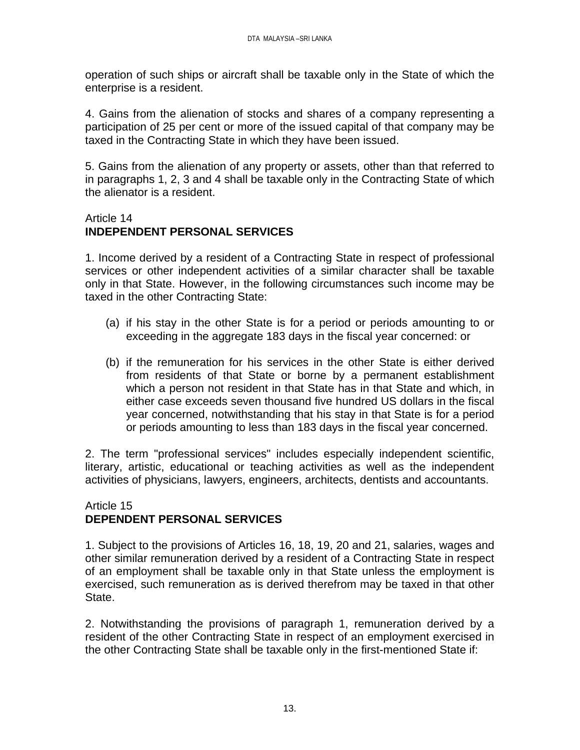operation of such ships or aircraft shall be taxable only in the State of which the enterprise is a resident.

4. Gains from the alienation of stocks and shares of a company representing a participation of 25 per cent or more of the issued capital of that company may be taxed in the Contracting State in which they have been issued.

5. Gains from the alienation of any property or assets, other than that referred to in paragraphs 1, 2, 3 and 4 shall be taxable only in the Contracting State of which the alienator is a resident.

## Article 14
## **INDEPENDENT PERSONAL SERVICES**

1. Income derived by a resident of a Contracting State in respect of professional services or other independent activities of a similar character shall be taxable only in that State. However, in the following circumstances such income may be taxed in the other Contracting State:

(a) if his stay in the other State is for a period or periods amounting to or exceeding in the aggregate 183 days in the fiscal year concerned: or

(b) if the remuneration for his services in the other State is either derived from residents of that State or borne by a permanent establishment which a person not resident in that State has in that State and which, in either case exceeds seven thousand five hundred US dollars in the fiscal year concerned, notwithstanding that his stay in that State is for a period or periods amounting to less than 183 days in the fiscal year concerned.

2. The term "professional services" includes especially independent scientific, literary, artistic, educational or teaching activities as well as the independent activities of physicians, lawyers, engineers, architects, dentists and accountants.

## Article 15
## **DEPENDENT PERSONAL SERVICES**

1. Subject to the provisions of Articles 16, 18, 19, 20 and 21, salaries, wages and other similar remuneration derived by a resident of a Contracting State in respect of an employment shall be taxable only in that State unless the employment is exercised, such remuneration as is derived therefrom may be taxed in that other State.

2. Notwithstanding the provisions of paragraph 1, remuneration derived by a resident of the other Contracting State in respect of an employment exercised in the other Contracting State shall be taxable only in the first-mentioned State if: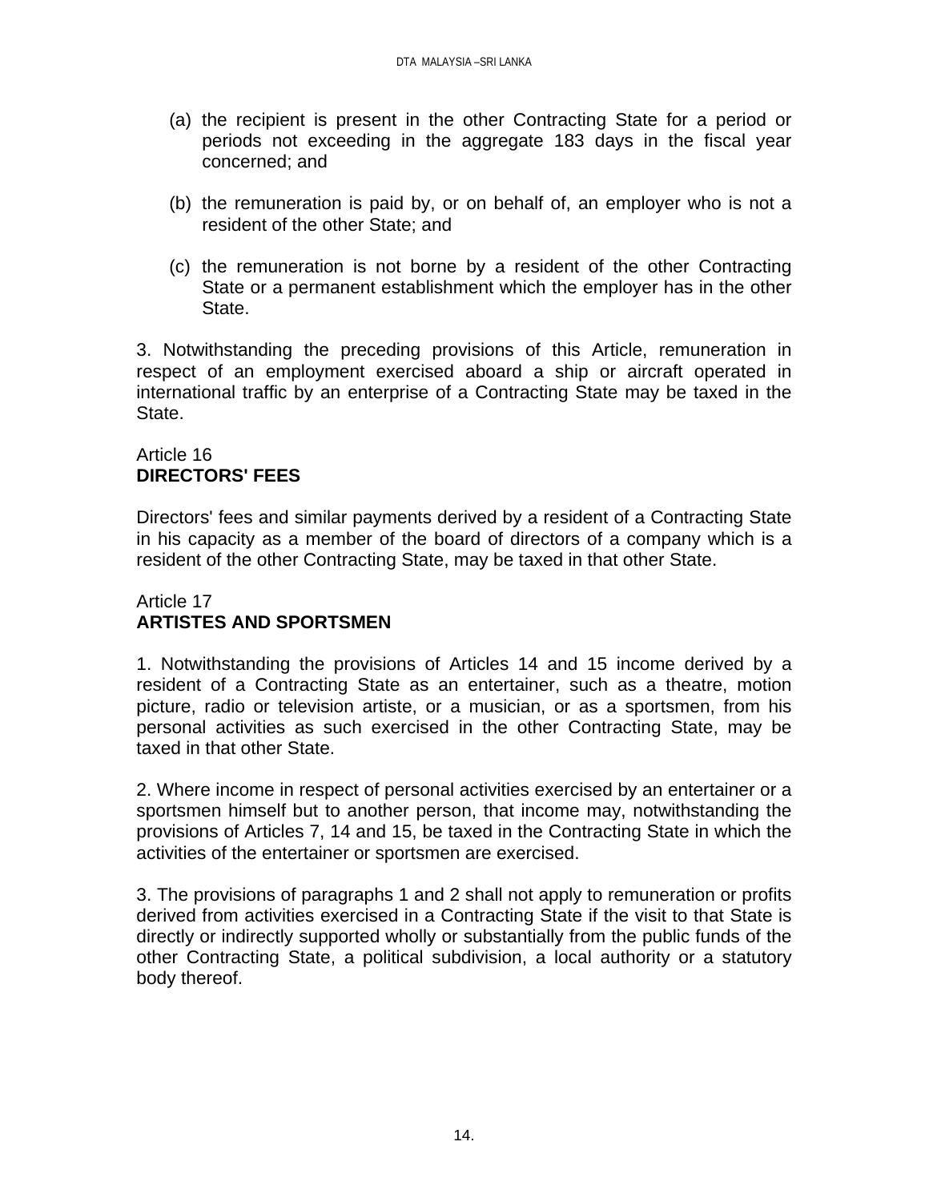(a) the recipient is present in the other Contracting State for a period or periods not exceeding in the aggregate 183 days in the fiscal year concerned; and

(b) the remuneration is paid by, or on behalf of, an employer who is not a resident of the other State; and

(c) the remuneration is not borne by a resident of the other Contracting State or a permanent establishment which the employer has in the other State.

3. Notwithstanding the preceding provisions of this Article, remuneration in respect of an employment exercised aboard a ship or aircraft operated in international traffic by an enterprise of a Contracting State may be taxed in the State.

Article 16
**DIRECTORS' FEES**

Directors' fees and similar payments derived by a resident of a Contracting State in his capacity as a member of the board of directors of a company which is a resident of the other Contracting State, may be taxed in that other State.

Article 17
**ARTISTES AND SPORTSMEN**

1. Notwithstanding the provisions of Articles 14 and 15 income derived by a resident of a Contracting State as an entertainer, such as a theatre, motion picture, radio or television artiste, or a musician, or as a sportsmen, from his personal activities as such exercised in the other Contracting State, may be taxed in that other State.

2. Where income in respect of personal activities exercised by an entertainer or a sportsmen himself but to another person, that income may, notwithstanding the provisions of Articles 7, 14 and 15, be taxed in the Contracting State in which the activities of the entertainer or sportsmen are exercised.

3. The provisions of paragraphs 1 and 2 shall not apply to remuneration or profits derived from activities exercised in a Contracting State if the visit to that State is directly or indirectly supported wholly or substantially from the public funds of the other Contracting State, a political subdivision, a local authority or a statutory body thereof.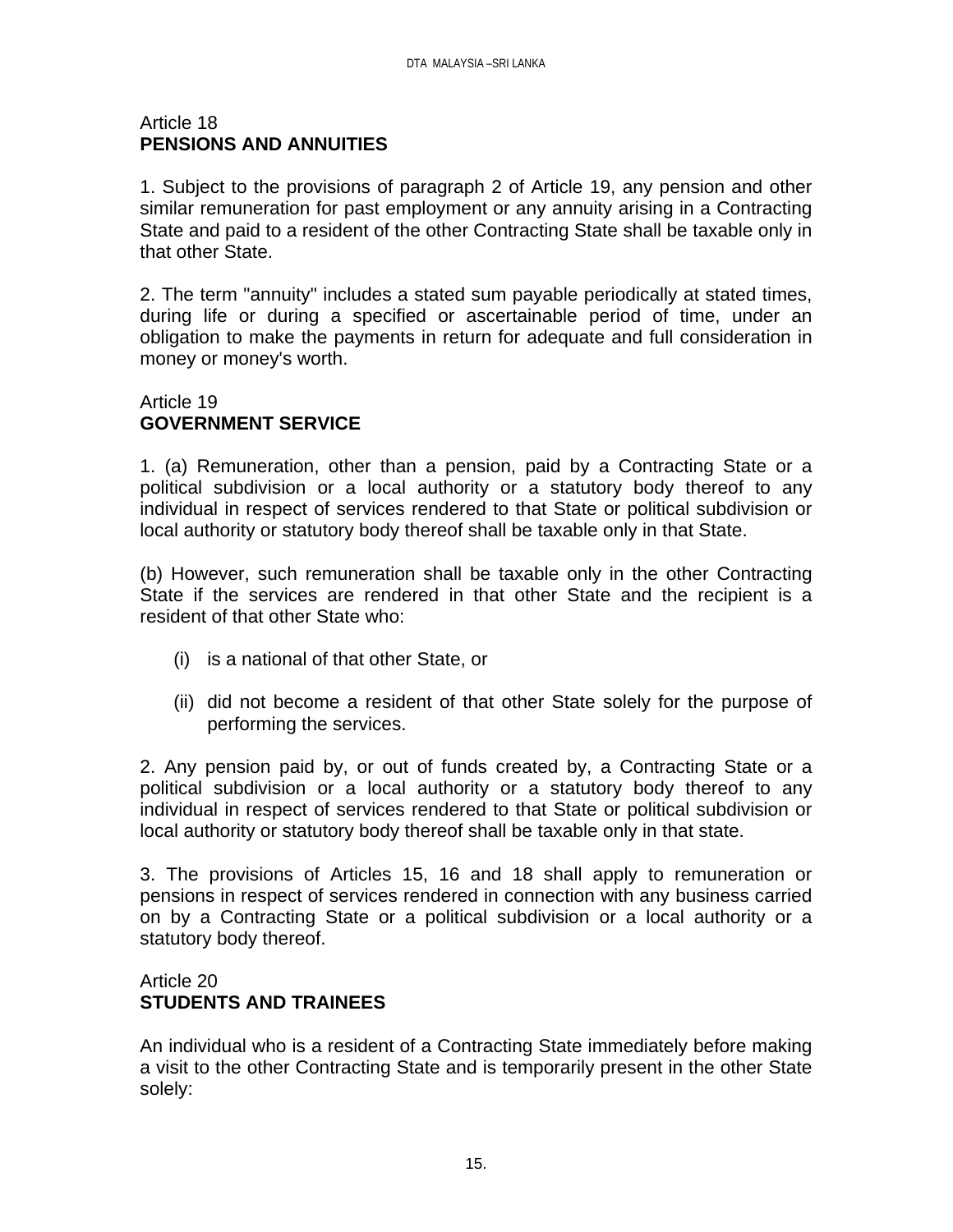## Article 18
## PENSIONS AND ANNUITIES

1. Subject to the provisions of paragraph 2 of Article 19, any pension and other similar remuneration for past employment or any annuity arising in a Contracting State and paid to a resident of the other Contracting State shall be taxable only in that other State.

2. The term "annuity" includes a stated sum payable periodically at stated times, during life or during a specified or ascertainable period of time, under an obligation to make the payments in return for adequate and full consideration in money or money's worth.

## Article 19
## GOVERNMENT SERVICE

1. (a) Remuneration, other than a pension, paid by a Contracting State or a political subdivision or a local authority or a statutory body thereof to any individual in respect of services rendered to that State or political subdivision or local authority or statutory body thereof shall be taxable only in that State.

(b) However, such remuneration shall be taxable only in the other Contracting State if the services are rendered in that other State and the recipient is a resident of that other State who:

- (i) is a national of that other State, or
- (ii) did not become a resident of that other State solely for the purpose of performing the services.

2. Any pension paid by, or out of funds created by, a Contracting State or a political subdivision or a local authority or a statutory body thereof to any individual in respect of services rendered to that State or political subdivision or local authority or statutory body thereof shall be taxable only in that state.

3. The provisions of Articles 15, 16 and 18 shall apply to remuneration or pensions in respect of services rendered in connection with any business carried on by a Contracting State or a political subdivision or a local authority or a statutory body thereof.

## Article 20
## STUDENTS AND TRAINEES

An individual who is a resident of a Contracting State immediately before making a visit to the other Contracting State and is temporarily present in the other State solely: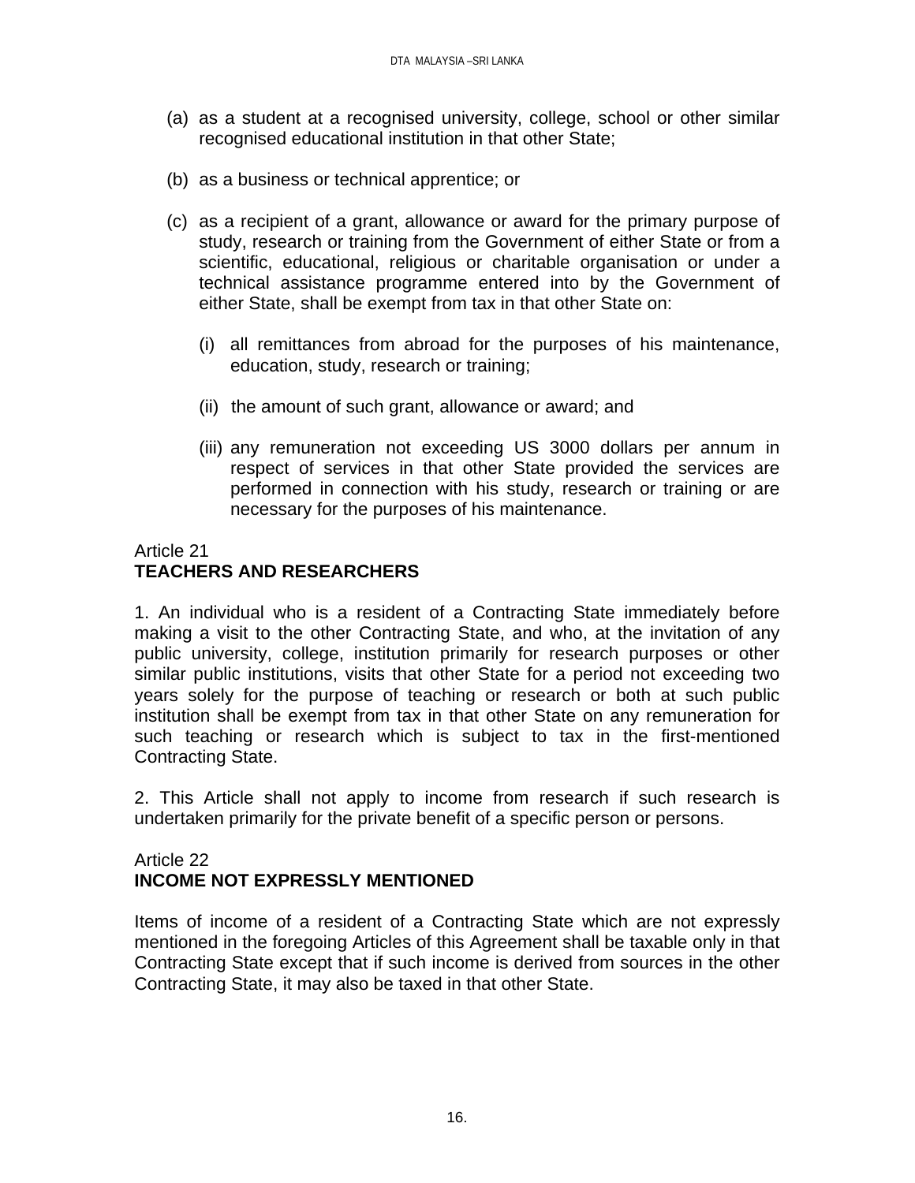(a) as a student at a recognised university, college, school or other similar recognised educational institution in that other State;

(b) as a business or technical apprentice; or

(c) as a recipient of a grant, allowance or award for the primary purpose of study, research or training from the Government of either State or from a scientific, educational, religious or charitable organisation or under a technical assistance programme entered into by the Government of either State, shall be exempt from tax in that other State on:

    (i) all remittances from abroad for the purposes of his maintenance, education, study, research or training;

    (ii) the amount of such grant, allowance or award; and

    (iii) any remuneration not exceeding US 3000 dollars per annum in respect of services in that other State provided the services are performed in connection with his study, research or training or are necessary for the purposes of his maintenance.

Article 21
**TEACHERS AND RESEARCHERS**

1. An individual who is a resident of a Contracting State immediately before making a visit to the other Contracting State, and who, at the invitation of any public university, college, institution primarily for research purposes or other similar public institutions, visits that other State for a period not exceeding two years solely for the purpose of teaching or research or both at such public institution shall be exempt from tax in that other State on any remuneration for such teaching or research which is subject to tax in the first-mentioned Contracting State.

2. This Article shall not apply to income from research if such research is undertaken primarily for the private benefit of a specific person or persons.

Article 22
**INCOME NOT EXPRESSLY MENTIONED**

Items of income of a resident of a Contracting State which are not expressly mentioned in the foregoing Articles of this Agreement shall be taxable only in that Contracting State except that if such income is derived from sources in the other Contracting State, it may also be taxed in that other State.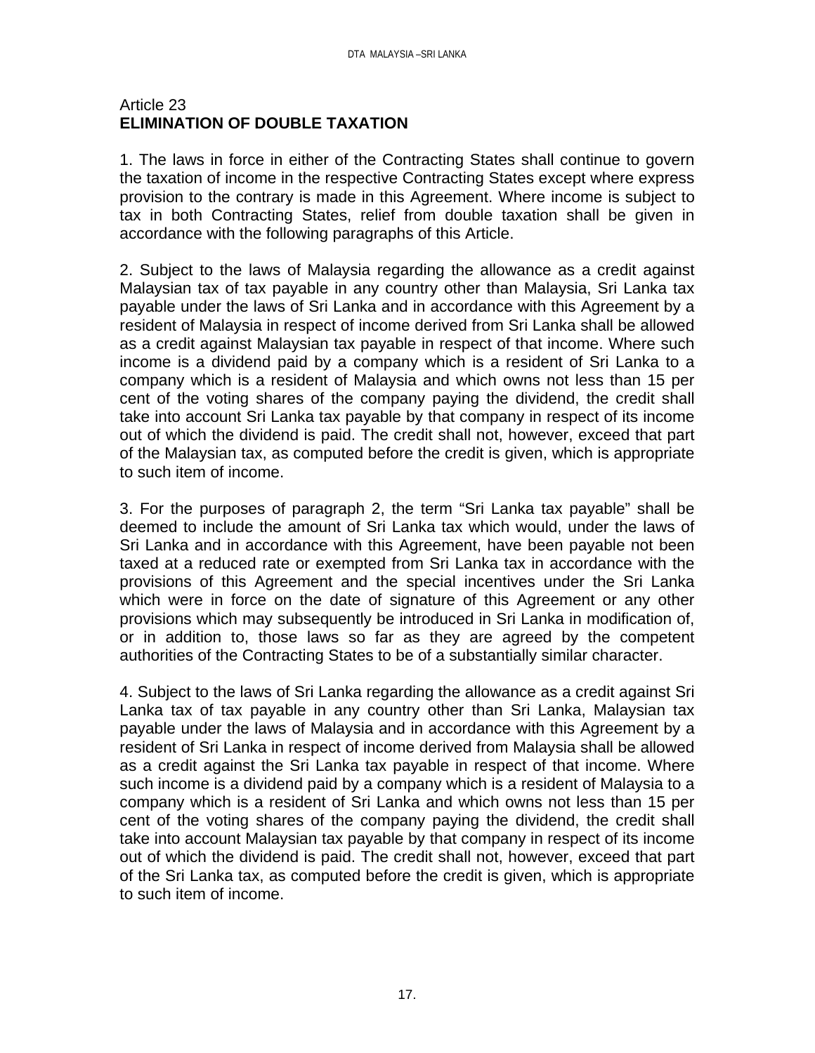Article 23
**ELIMINATION OF DOUBLE TAXATION**

1. The laws in force in either of the Contracting States shall continue to govern the taxation of income in the respective Contracting States except where express provision to the contrary is made in this Agreement. Where income is subject to tax in both Contracting States, relief from double taxation shall be given in accordance with the following paragraphs of this Article.

2. Subject to the laws of Malaysia regarding the allowance as a credit against Malaysian tax of tax payable in any country other than Malaysia, Sri Lanka tax payable under the laws of Sri Lanka and in accordance with this Agreement by a resident of Malaysia in respect of income derived from Sri Lanka shall be allowed as a credit against Malaysian tax payable in respect of that income. Where such income is a dividend paid by a company which is a resident of Sri Lanka to a company which is a resident of Malaysia and which owns not less than 15 per cent of the voting shares of the company paying the dividend, the credit shall take into account Sri Lanka tax payable by that company in respect of its income out of which the dividend is paid. The credit shall not, however, exceed that part of the Malaysian tax, as computed before the credit is given, which is appropriate to such item of income.

3. For the purposes of paragraph 2, the term “Sri Lanka tax payable” shall be deemed to include the amount of Sri Lanka tax which would, under the laws of Sri Lanka and in accordance with this Agreement, have been payable not been taxed at a reduced rate or exempted from Sri Lanka tax in accordance with the provisions of this Agreement and the special incentives under the Sri Lanka which were in force on the date of signature of this Agreement or any other provisions which may subsequently be introduced in Sri Lanka in modification of, or in addition to, those laws so far as they are agreed by the competent authorities of the Contracting States to be of a substantially similar character.

4. Subject to the laws of Sri Lanka regarding the allowance as a credit against Sri Lanka tax of tax payable in any country other than Sri Lanka, Malaysian tax payable under the laws of Malaysia and in accordance with this Agreement by a resident of Sri Lanka in respect of income derived from Malaysia shall be allowed as a credit against the Sri Lanka tax payable in respect of that income. Where such income is a dividend paid by a company which is a resident of Malaysia to a company which is a resident of Sri Lanka and which owns not less than 15 per cent of the voting shares of the company paying the dividend, the credit shall take into account Malaysian tax payable by that company in respect of its income out of which the dividend is paid. The credit shall not, however, exceed that part of the Sri Lanka tax, as computed before the credit is given, which is appropriate to such item of income.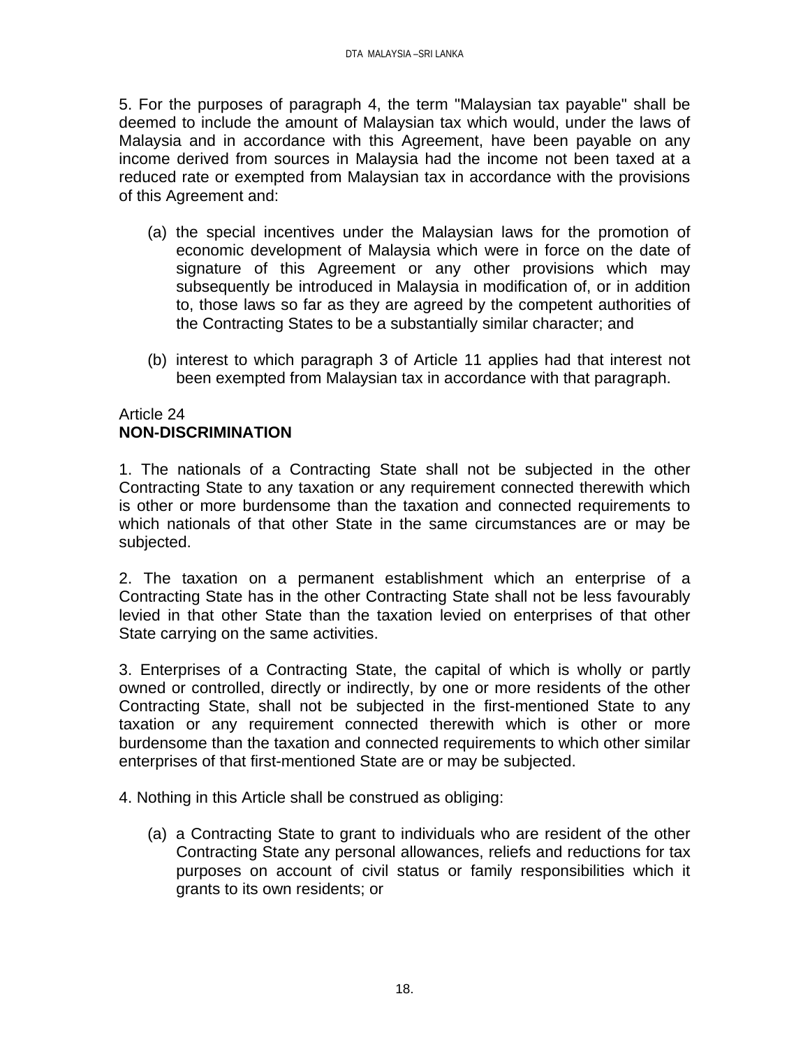5. For the purposes of paragraph 4, the term "Malaysian tax payable" shall be deemed to include the amount of Malaysian tax which would, under the laws of Malaysia and in accordance with this Agreement, have been payable on any income derived from sources in Malaysia had the income not been taxed at a reduced rate or exempted from Malaysian tax in accordance with the provisions of this Agreement and:

(a) the special incentives under the Malaysian laws for the promotion of economic development of Malaysia which were in force on the date of signature of this Agreement or any other provisions which may subsequently be introduced in Malaysia in modification of, or in addition to, those laws so far as they are agreed by the competent authorities of the Contracting States to be a substantially similar character; and

(b) interest to which paragraph 3 of Article 11 applies had that interest not been exempted from Malaysian tax in accordance with that paragraph.

Article 24
**NON-DISCRIMINATION**

1. The nationals of a Contracting State shall not be subjected in the other Contracting State to any taxation or any requirement connected therewith which is other or more burdensome than the taxation and connected requirements to which nationals of that other State in the same circumstances are or may be subjected.

2. The taxation on a permanent establishment which an enterprise of a Contracting State has in the other Contracting State shall not be less favourably levied in that other State than the taxation levied on enterprises of that other State carrying on the same activities.

3. Enterprises of a Contracting State, the capital of which is wholly or partly owned or controlled, directly or indirectly, by one or more residents of the other Contracting State, shall not be subjected in the first-mentioned State to any taxation or any requirement connected therewith which is other or more burdensome than the taxation and connected requirements to which other similar enterprises of that first-mentioned State are or may be subjected.

4. Nothing in this Article shall be construed as obliging:

(a) a Contracting State to grant to individuals who are resident of the other Contracting State any personal allowances, reliefs and reductions for tax purposes on account of civil status or family responsibilities which it grants to its own residents; or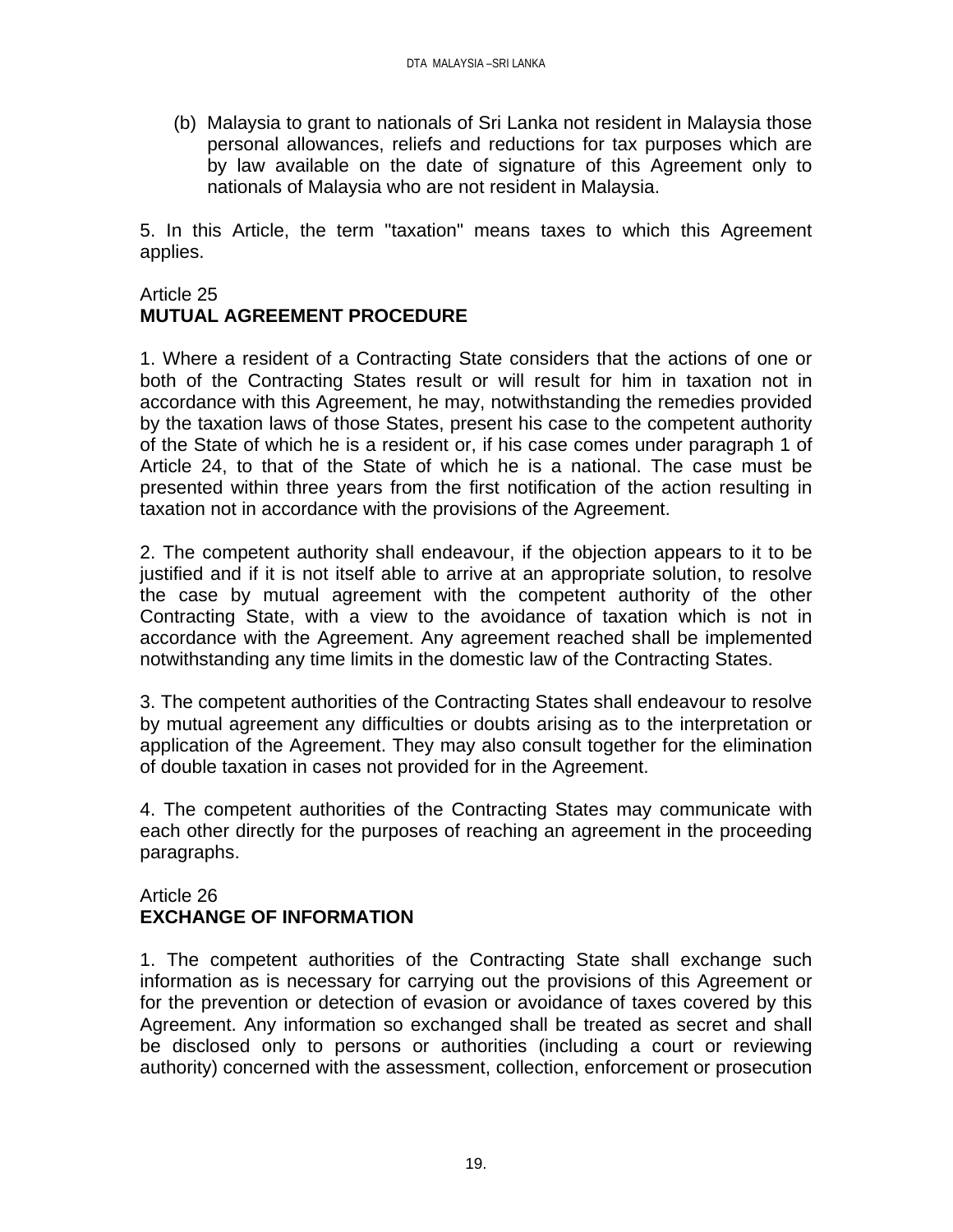(b) Malaysia to grant to nationals of Sri Lanka not resident in Malaysia those personal allowances, reliefs and reductions for tax purposes which are by law available on the date of signature of this Agreement only to nationals of Malaysia who are not resident in Malaysia.

5. In this Article, the term "taxation" means taxes to which this Agreement applies.

## Article 25
## MUTUAL AGREEMENT PROCEDURE

1. Where a resident of a Contracting State considers that the actions of one or both of the Contracting States result or will result for him in taxation not in accordance with this Agreement, he may, notwithstanding the remedies provided by the taxation laws of those States, present his case to the competent authority of the State of which he is a resident or, if his case comes under paragraph 1 of Article 24, to that of the State of which he is a national. The case must be presented within three years from the first notification of the action resulting in taxation not in accordance with the provisions of the Agreement.

2. The competent authority shall endeavour, if the objection appears to it to be justified and if it is not itself able to arrive at an appropriate solution, to resolve the case by mutual agreement with the competent authority of the other Contracting State, with a view to the avoidance of taxation which is not in accordance with the Agreement. Any agreement reached shall be implemented notwithstanding any time limits in the domestic law of the Contracting States.

3. The competent authorities of the Contracting States shall endeavour to resolve by mutual agreement any difficulties or doubts arising as to the interpretation or application of the Agreement. They may also consult together for the elimination of double taxation in cases not provided for in the Agreement.

4. The competent authorities of the Contracting States may communicate with each other directly for the purposes of reaching an agreement in the proceeding paragraphs.

## Article 26
## EXCHANGE OF INFORMATION

1. The competent authorities of the Contracting State shall exchange such information as is necessary for carrying out the provisions of this Agreement or for the prevention or detection of evasion or avoidance of taxes covered by this Agreement. Any information so exchanged shall be treated as secret and shall be disclosed only to persons or authorities (including a court or reviewing authority) concerned with the assessment, collection, enforcement or prosecution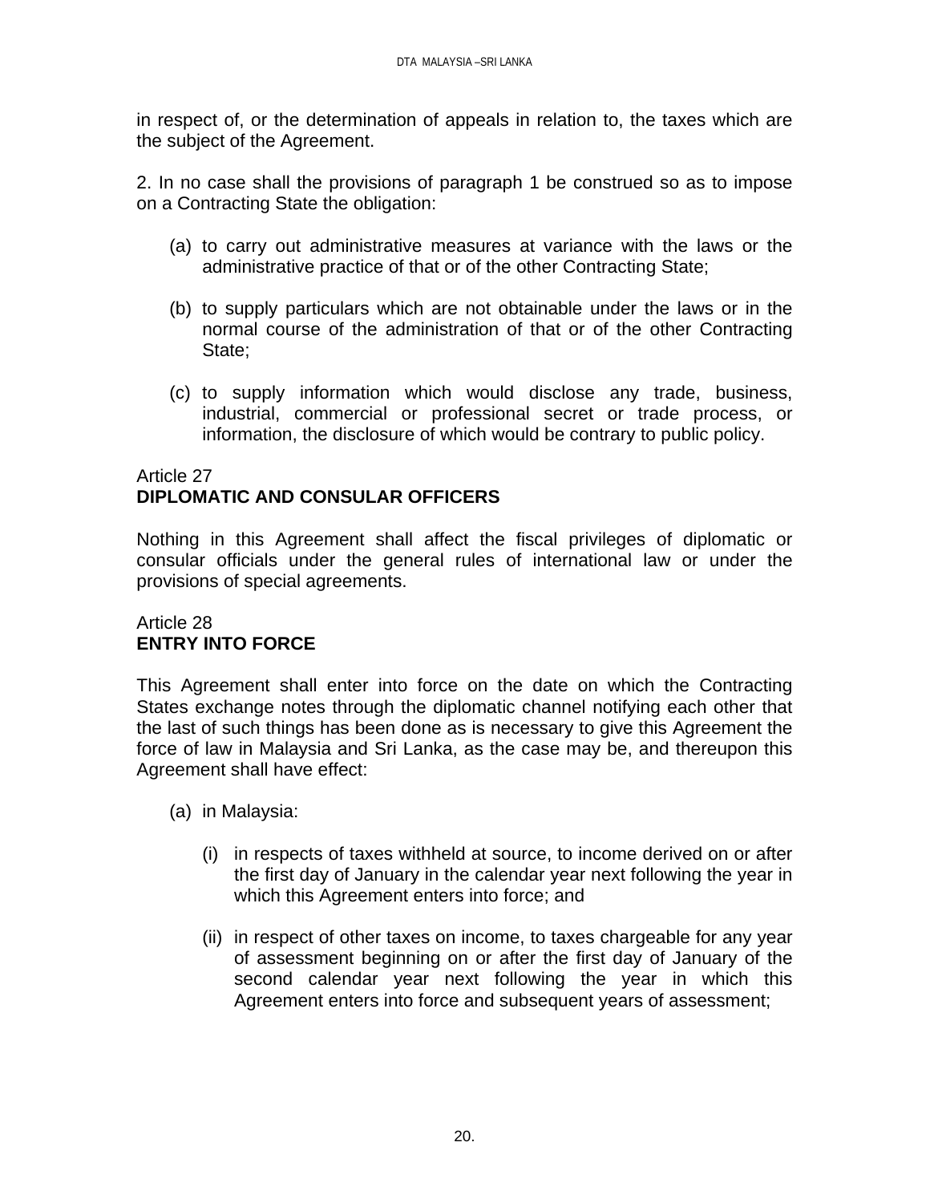in respect of, or the determination of appeals in relation to, the taxes which are the subject of the Agreement.

2. In no case shall the provisions of paragraph 1 be construed so as to impose on a Contracting State the obligation:

(a) to carry out administrative measures at variance with the laws or the administrative practice of that or of the other Contracting State;

(b) to supply particulars which are not obtainable under the laws or in the normal course of the administration of that or of the other Contracting State;

(c) to supply information which would disclose any trade, business, industrial, commercial or professional secret or trade process, or information, the disclosure of which would be contrary to public policy.

Article 27
**DIPLOMATIC AND CONSULAR OFFICERS**

Nothing in this Agreement shall affect the fiscal privileges of diplomatic or consular officials under the general rules of international law or under the provisions of special agreements.

Article 28
**ENTRY INTO FORCE**

This Agreement shall enter into force on the date on which the Contracting States exchange notes through the diplomatic channel notifying each other that the last of such things has been done as is necessary to give this Agreement the force of law in Malaysia and Sri Lanka, as the case may be, and thereupon this Agreement shall have effect:

(a) in Malaysia:

(i) in respects of taxes withheld at source, to income derived on or after the first day of January in the calendar year next following the year in which this Agreement enters into force; and

(ii) in respect of other taxes on income, to taxes chargeable for any year of assessment beginning on or after the first day of January of the second calendar year next following the year in which this Agreement enters into force and subsequent years of assessment;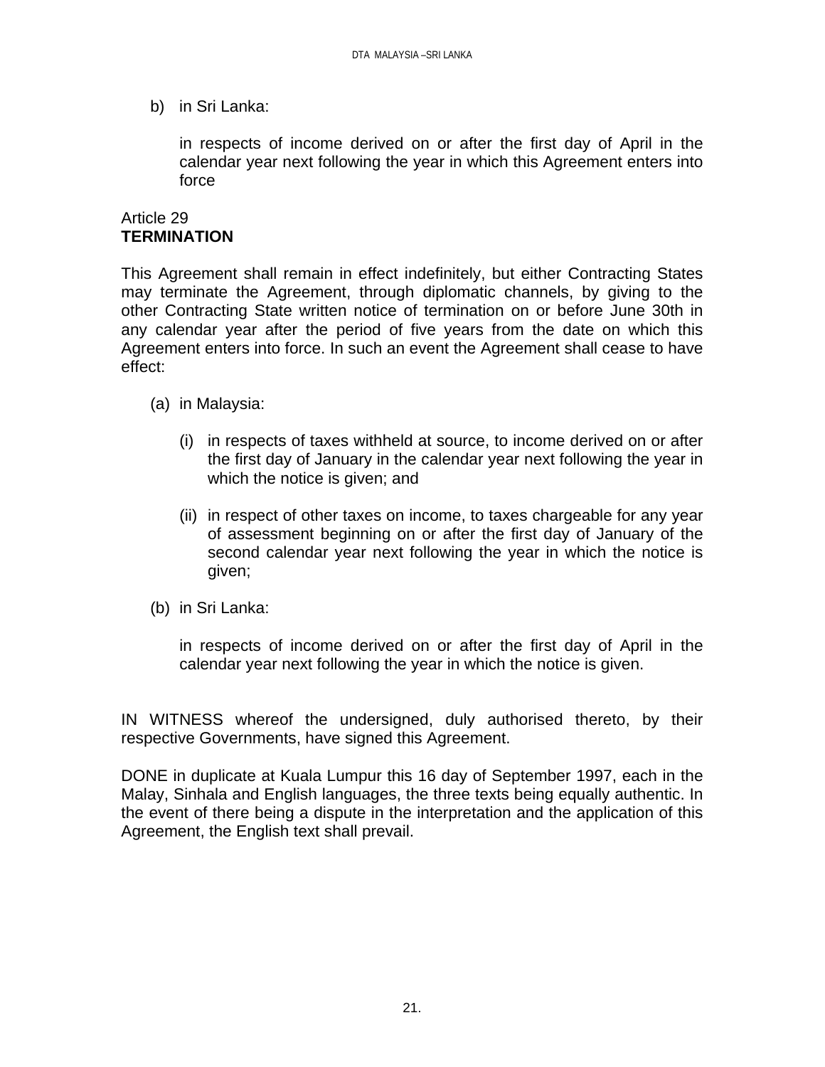b) in Sri Lanka:

   in respects of income derived on or after the first day of April in the calendar year next following the year in which this Agreement enters into force

Article 29
**TERMINATION**

This Agreement shall remain in effect indefinitely, but either Contracting States may terminate the Agreement, through diplomatic channels, by giving to the other Contracting State written notice of termination on or before June 30th in any calendar year after the period of five years from the date on which this Agreement enters into force. In such an event the Agreement shall cease to have effect:

(a) in Malaysia:

   (i) in respects of taxes withheld at source, to income derived on or after the first day of January in the calendar year next following the year in which the notice is given; and

   (ii) in respect of other taxes on income, to taxes chargeable for any year of assessment beginning on or after the first day of January of the second calendar year next following the year in which the notice is given;

(b) in Sri Lanka:

   in respects of income derived on or after the first day of April in the calendar year next following the year in which the notice is given.

IN WITNESS whereof the undersigned, duly authorised thereto, by their respective Governments, have signed this Agreement.

DONE in duplicate at Kuala Lumpur this 16 day of September 1997, each in the Malay, Sinhala and English languages, the three texts being equally authentic. In the event of there being a dispute in the interpretation and the application of this Agreement, the English text shall prevail.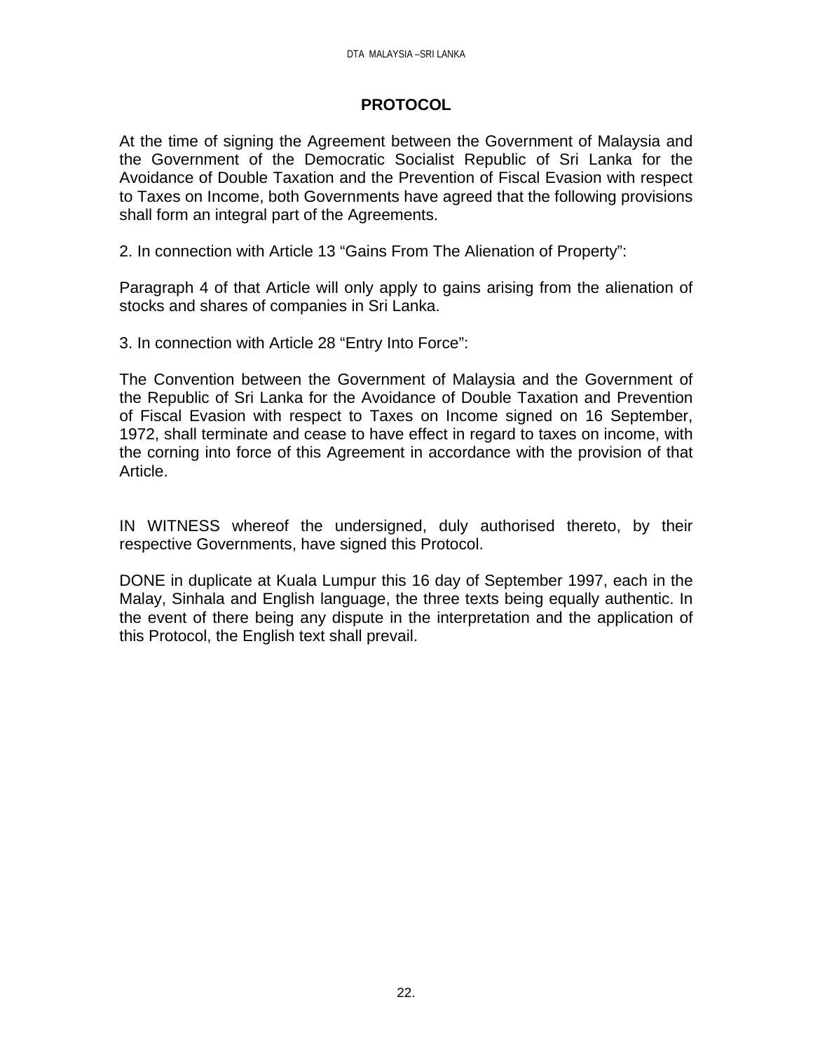# PROTOCOL

At the time of signing the Agreement between the Government of Malaysia and the Government of the Democratic Socialist Republic of Sri Lanka for the Avoidance of Double Taxation and the Prevention of Fiscal Evasion with respect to Taxes on Income, both Governments have agreed that the following provisions shall form an integral part of the Agreements.

2. In connection with Article 13 "Gains From The Alienation of Property":

Paragraph 4 of that Article will only apply to gains arising from the alienation of stocks and shares of companies in Sri Lanka.

3. In connection with Article 28 "Entry Into Force":

The Convention between the Government of Malaysia and the Government of the Republic of Sri Lanka for the Avoidance of Double Taxation and Prevention of Fiscal Evasion with respect to Taxes on Income signed on 16 September, 1972, shall terminate and cease to have effect in regard to taxes on income, with the corning into force of this Agreement in accordance with the provision of that Article.

IN WITNESS whereof the undersigned, duly authorised thereto, by their respective Governments, have signed this Protocol.

DONE in duplicate at Kuala Lumpur this 16 day of September 1997, each in the Malay, Sinhala and English language, the three texts being equally authentic. In the event of there being any dispute in the interpretation and the application of this Protocol, the English text shall prevail.